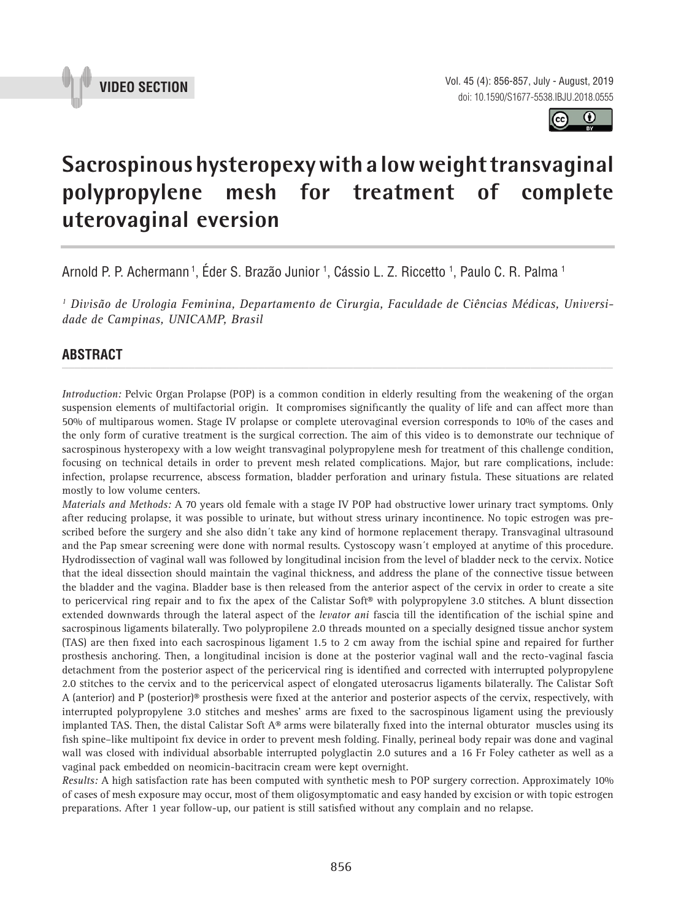VIDEO SECTION

doi: 10.1590/S1677-5538.IBJU.2018.0555

# Sacrospinous hysteropexy with a low weight transvaginal polypropylene mesh for treatment of complete uterovaginal eversion

Arnold P. P. Achermann [1], Éder S. Brazão Junior [1], Cássio L. Z. Riccetto [1], Paulo C. R. Palma [1]

[1] *Divisão de Urologia Feminina, Departamento de Cirurgia, Faculdade de Ciências Médicas, Universidade de Campinas, UNICAMP, Brasil*

## ABSTRACT

*Introduction:* Pelvic Organ Prolapse (POP) is a common condition in elderly resulting from the weakening of the organ suspension elements of multifactorial origin. It compromises significantly the quality of life and can affect more than 50% of multiparous women. Stage IV prolapse or complete uterovaginal eversion corresponds to 10% of the cases and the only form of curative treatment is the surgical correction. The aim of this video is to demonstrate our technique of sacrospinous hysteropexy with a low weight transvaginal polypropylene mesh for treatment of this challenge condition, focusing on technical details in order to prevent mesh related complications. Major, but rare complications, include: infection, prolapse recurrence, abscess formation, bladder perforation and urinary fistula. These situations are related mostly to low volume centers.

*Materials and Methods:* A 70 years old female with a stage IV POP had obstructive lower urinary tract symptoms. Only after reducing prolapse, it was possible to urinate, but without stress urinary incontinence. No topic estrogen was prescribed before the surgery and she also didn´t take any kind of hormone replacement therapy. Transvaginal ultrasound and the Pap smear screening were done with normal results. Cystoscopy wasn´t employed at anytime of this procedure. Hydrodissection of vaginal wall was followed by longitudinal incision from the level of bladder neck to the cervix. Notice that the ideal dissection should maintain the vaginal thickness, and address the plane of the connective tissue between the bladder and the vagina. Bladder base is then released from the anterior aspect of the cervix in order to create a site to pericervical ring repair and to fix the apex of the Calistar Soft® with polypropylene 3.0 stitches. A blunt dissection extended downwards through the lateral aspect of the *levator ani* fascia till the identification of the ischial spine and sacrospinous ligaments bilaterally. Two polypropilene 2.0 threads mounted on a specially designed tissue anchor system (TAS) are then fixed into each sacrospinous ligament 1.5 to 2 cm away from the ischial spine and repaired for further prosthesis anchoring. Then, a longitudinal incision is done at the posterior vaginal wall and the recto-vaginal fascia detachment from the posterior aspect of the pericervical ring is identified and corrected with interrupted polypropylene 2.0 stitches to the cervix and to the pericervical aspect of elongated uterosacrus ligaments bilaterally. The Calistar Soft A (anterior) and P (posterior)® prosthesis were fixed at the anterior and posterior aspects of the cervix, respectively, with interrupted polypropylene 3.0 stitches and meshes' arms are fixed to the sacrospinous ligament using the previously implanted TAS. Then, the distal Calistar Soft A® arms were bilaterally fixed into the internal obturator muscles using its fish spine–like multipoint fix device in order to prevent mesh folding. Finally, perineal body repair was done and vaginal wall was closed with individual absorbable interrupted polyglactin 2.0 sutures and a 16 Fr Foley catheter as well as a vaginal pack embedded on neomicin-bacitracin cream were kept overnight.

*Results:* A high satisfaction rate has been computed with synthetic mesh to POP surgery correction. Approximately 10% of cases of mesh exposure may occur, most of them oligosymptomatic and easy handed by excision or with topic estrogen preparations. After 1 year follow-up, our patient is still satisfied without any complain and no relapse.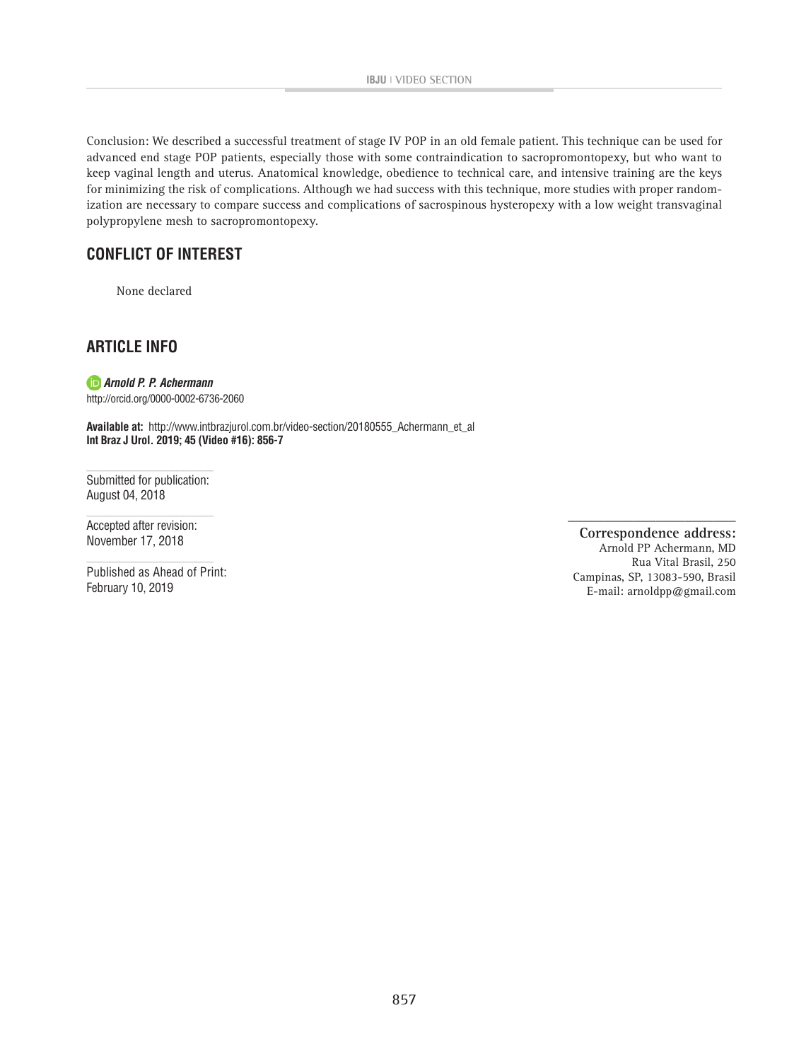Conclusion: We described a successful treatment of stage IV POP in an old female patient. This technique can be used for advanced end stage POP patients, especially those with some contraindication to sacropromontopexy, but who want to keep vaginal length and uterus. Anatomical knowledge, obedience to technical care, and intensive training are the keys for minimizing the risk of complications. Although we had success with this technique, more studies with proper randomization are necessary to compare success and complications of sacrospinous hysteropexy with a low weight transvaginal polypropylene mesh to sacropromontopexy.

## CONFLICT OF INTEREST

None declared

## ARTICLE INFO

***Arnold P. P. Achermann***
http://orcid.org/0000-0002-6736-2060

**Available at:** http://www.intbrazjurol.com.br/video-section/20180555_Achermann_et_al
**Int Braz J Urol. 2019; 45 (Video #16): 856-7**

Submitted for publication:
August 04, 2018

Accepted after revision:
November 17, 2018

Published as Ahead of Print:
February 10, 2019

**Correspondence address:**
Arnold PP Achermann, MD
Rua Vital Brasil, 250
Campinas, SP, 13083-590, Brasil
E-mail: arnoldpp@gmail.com